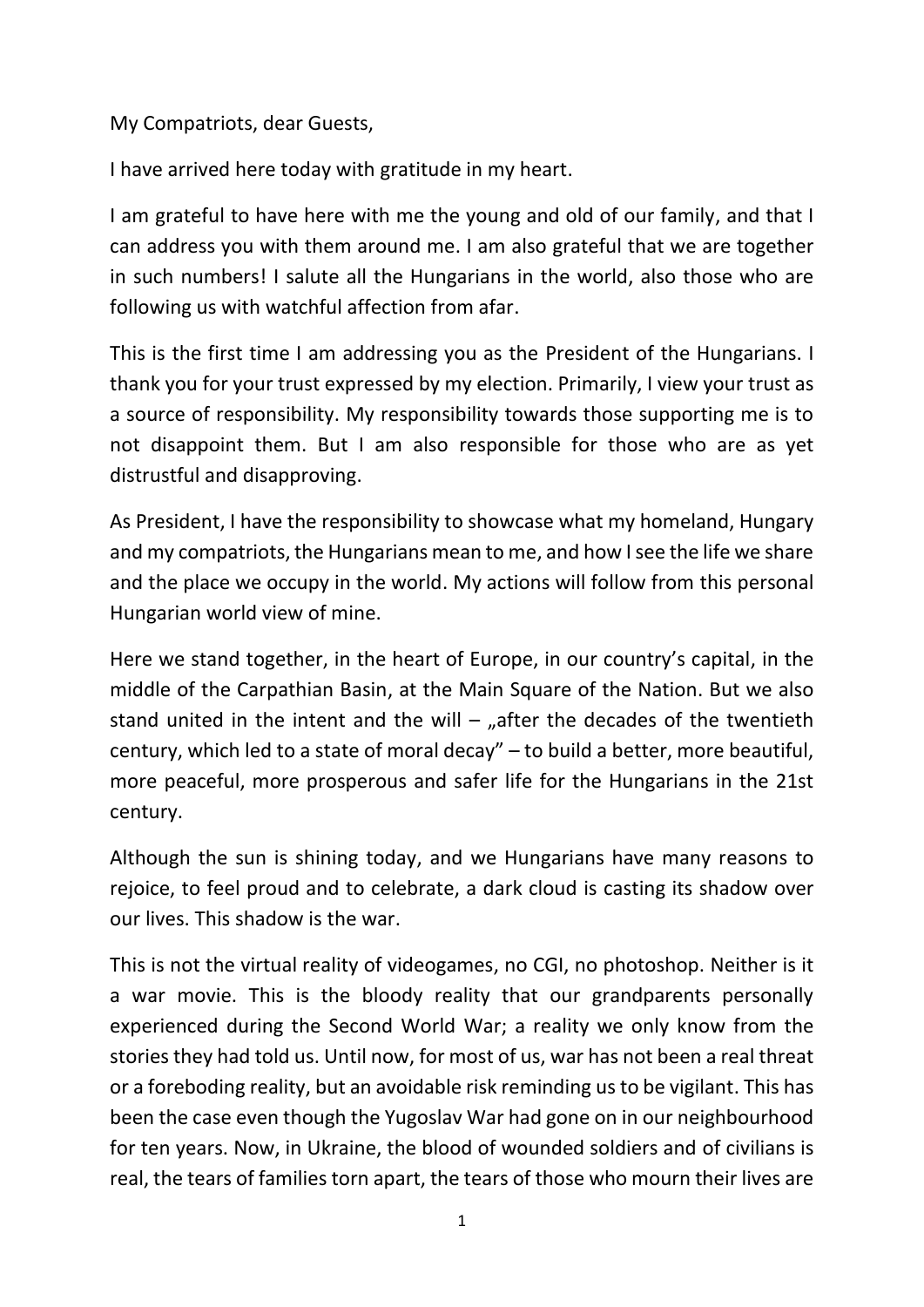My Compatriots, dear Guests,

I have arrived here today with gratitude in my heart.

I am grateful to have here with me the young and old of our family, and that I can address you with them around me. I am also grateful that we are together in such numbers! I salute all the Hungarians in the world, also those who are following us with watchful affection from afar.

This is the first time I am addressing you as the President of the Hungarians. I thank you for your trust expressed by my election. Primarily, I view your trust as a source of responsibility. My responsibility towards those supporting me is to not disappoint them. But I am also responsible for those who are as yet distrustful and disapproving.

As President, I have the responsibility to showcase what my homeland, Hungary and my compatriots, the Hungarians mean to me, and how I see the life we share and the place we occupy in the world. My actions will follow from this personal Hungarian world view of mine.

Here we stand together, in the heart of Europe, in our country's capital, in the middle of the Carpathian Basin, at the Main Square of the Nation. But we also stand united in the intent and the will – „after the decades of the twentieth century, which led to a state of moral decay" – to build a better, more beautiful, more peaceful, more prosperous and safer life for the Hungarians in the 21st century.

Although the sun is shining today, and we Hungarians have many reasons to rejoice, to feel proud and to celebrate, a dark cloud is casting its shadow over our lives. This shadow is the war.

This is not the virtual reality of videogames, no CGI, no photoshop. Neither is it a war movie. This is the bloody reality that our grandparents personally experienced during the Second World War; a reality we only know from the stories they had told us. Until now, for most of us, war has not been a real threat or a foreboding reality, but an avoidable risk reminding us to be vigilant. This has been the case even though the Yugoslav War had gone on in our neighbourhood for ten years. Now, in Ukraine, the blood of wounded soldiers and of civilians is real, the tears of families torn apart, the tears of those who mourn their lives are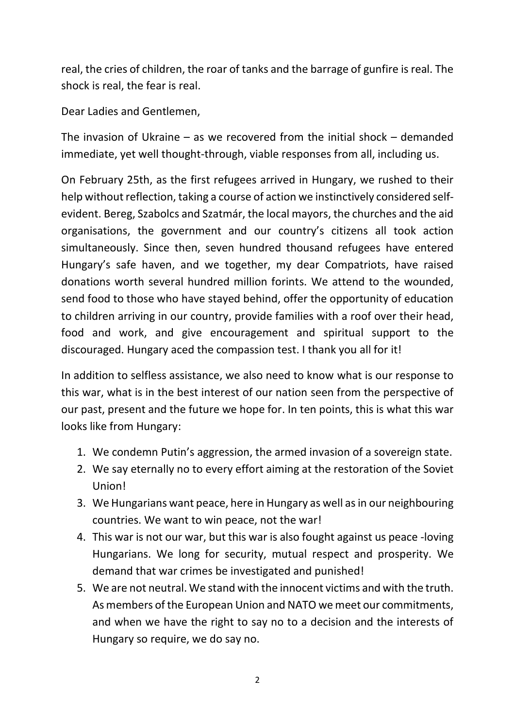real, the cries of children, the roar of tanks and the barrage of gunfire is real. The shock is real, the fear is real.

Dear Ladies and Gentlemen,

The invasion of Ukraine – as we recovered from the initial shock – demanded immediate, yet well thought-through, viable responses from all, including us.

On February 25th, as the first refugees arrived in Hungary, we rushed to their help without reflection, taking a course of action we instinctively considered self-evident. Bereg, Szabolcs and Szatmár, the local mayors, the churches and the aid organisations, the government and our country's citizens all took action simultaneously. Since then, seven hundred thousand refugees have entered Hungary's safe haven, and we together, my dear Compatriots, have raised donations worth several hundred million forints. We attend to the wounded, send food to those who have stayed behind, offer the opportunity of education to children arriving in our country, provide families with a roof over their head, food and work, and give encouragement and spiritual support to the discouraged. Hungary aced the compassion test. I thank you all for it!

In addition to selfless assistance, we also need to know what is our response to this war, what is in the best interest of our nation seen from the perspective of our past, present and the future we hope for. In ten points, this is what this war looks like from Hungary:

1. We condemn Putin's aggression, the armed invasion of a sovereign state.
2. We say eternally no to every effort aiming at the restoration of the Soviet Union!
3. We Hungarians want peace, here in Hungary as well as in our neighbouring countries. We want to win peace, not the war!
4. This war is not our war, but this war is also fought against us peace -loving Hungarians. We long for security, mutual respect and prosperity. We demand that war crimes be investigated and punished!
5. We are not neutral. We stand with the innocent victims and with the truth. As members of the European Union and NATO we meet our commitments, and when we have the right to say no to a decision and the interests of Hungary so require, we do say no.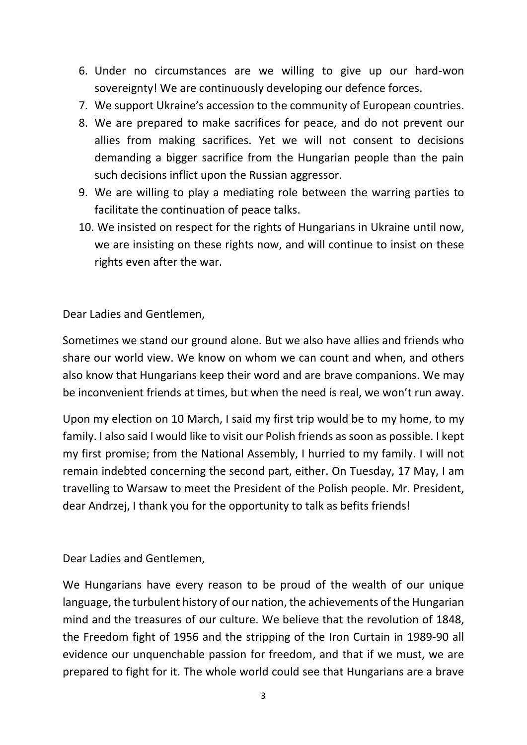6. Under no circumstances are we willing to give up our hard-won sovereignty! We are continuously developing our defence forces.
7. We support Ukraine's accession to the community of European countries.
8. We are prepared to make sacrifices for peace, and do not prevent our allies from making sacrifices. Yet we will not consent to decisions demanding a bigger sacrifice from the Hungarian people than the pain such decisions inflict upon the Russian aggressor.
9. We are willing to play a mediating role between the warring parties to facilitate the continuation of peace talks.
10. We insisted on respect for the rights of Hungarians in Ukraine until now, we are insisting on these rights now, and will continue to insist on these rights even after the war.

Dear Ladies and Gentlemen,

Sometimes we stand our ground alone. But we also have allies and friends who share our world view. We know on whom we can count and when, and others also know that Hungarians keep their word and are brave companions. We may be inconvenient friends at times, but when the need is real, we won't run away.

Upon my election on 10 March, I said my first trip would be to my home, to my family. I also said I would like to visit our Polish friends as soon as possible. I kept my first promise; from the National Assembly, I hurried to my family. I will not remain indebted concerning the second part, either. On Tuesday, 17 May, I am travelling to Warsaw to meet the President of the Polish people. Mr. President, dear Andrzej, I thank you for the opportunity to talk as befits friends!

Dear Ladies and Gentlemen,

We Hungarians have every reason to be proud of the wealth of our unique language, the turbulent history of our nation, the achievements of the Hungarian mind and the treasures of our culture. We believe that the revolution of 1848, the Freedom fight of 1956 and the stripping of the Iron Curtain in 1989-90 all evidence our unquenchable passion for freedom, and that if we must, we are prepared to fight for it. The whole world could see that Hungarians are a brave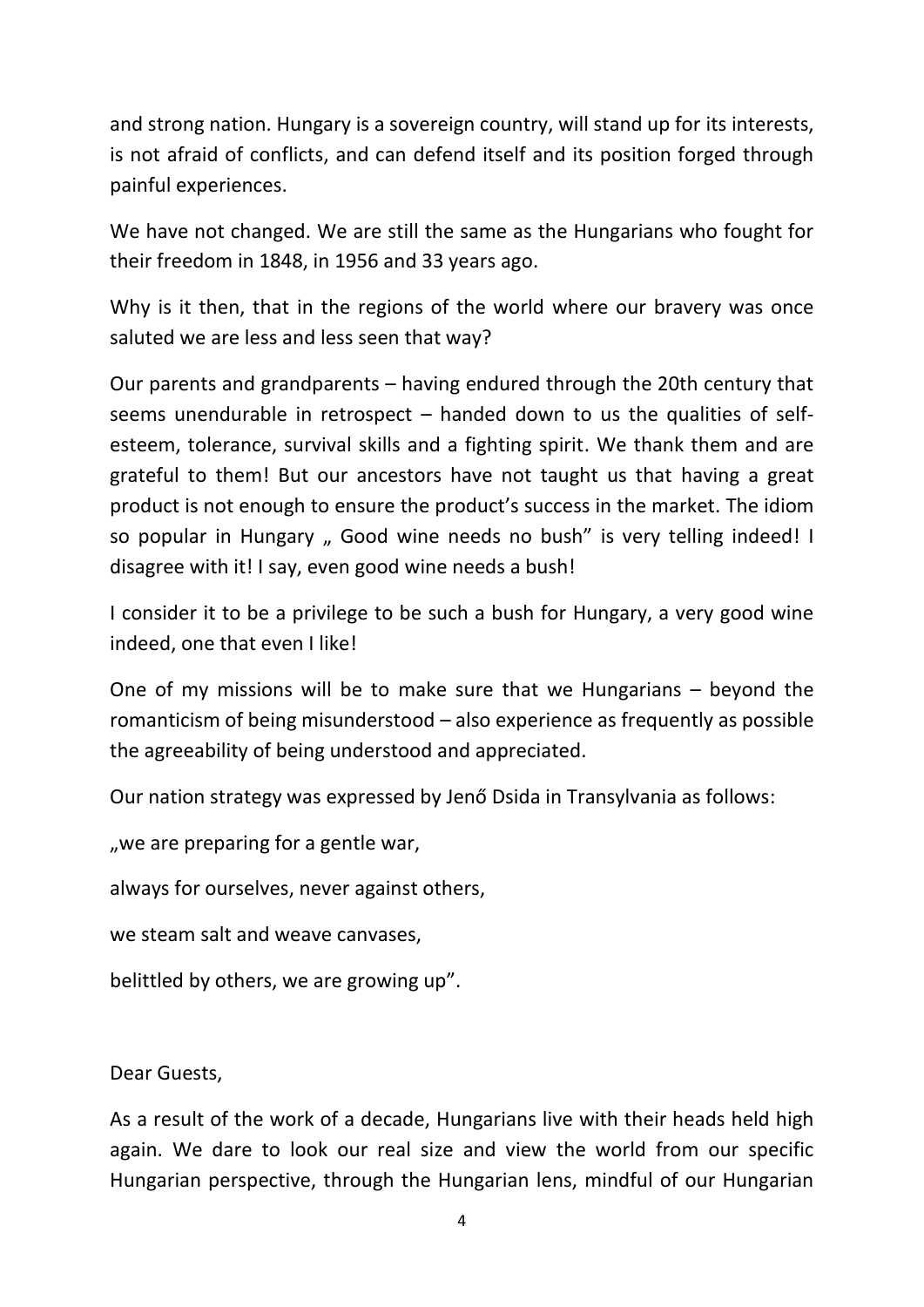and strong nation. Hungary is a sovereign country, will stand up for its interests, is not afraid of conflicts, and can defend itself and its position forged through painful experiences.

We have not changed. We are still the same as the Hungarians who fought for their freedom in 1848, in 1956 and 33 years ago.

Why is it then, that in the regions of the world where our bravery was once saluted we are less and less seen that way?

Our parents and grandparents – having endured through the 20th century that seems unendurable in retrospect – handed down to us the qualities of self-esteem, tolerance, survival skills and a fighting spirit. We thank them and are grateful to them! But our ancestors have not taught us that having a great product is not enough to ensure the product's success in the market. The idiom so popular in Hungary „ Good wine needs no bush" is very telling indeed! I disagree with it! I say, even good wine needs a bush!

I consider it to be a privilege to be such a bush for Hungary, a very good wine indeed, one that even I like!

One of my missions will be to make sure that we Hungarians – beyond the romanticism of being misunderstood – also experience as frequently as possible the agreeability of being understood and appreciated.

Our nation strategy was expressed by Jenő Dsida in Transylvania as follows:

„we are preparing for a gentle war,

always for ourselves, never against others,

we steam salt and weave canvases,

belittled by others, we are growing up".

Dear Guests,

As a result of the work of a decade, Hungarians live with their heads held high again. We dare to look our real size and view the world from our specific Hungarian perspective, through the Hungarian lens, mindful of our Hungarian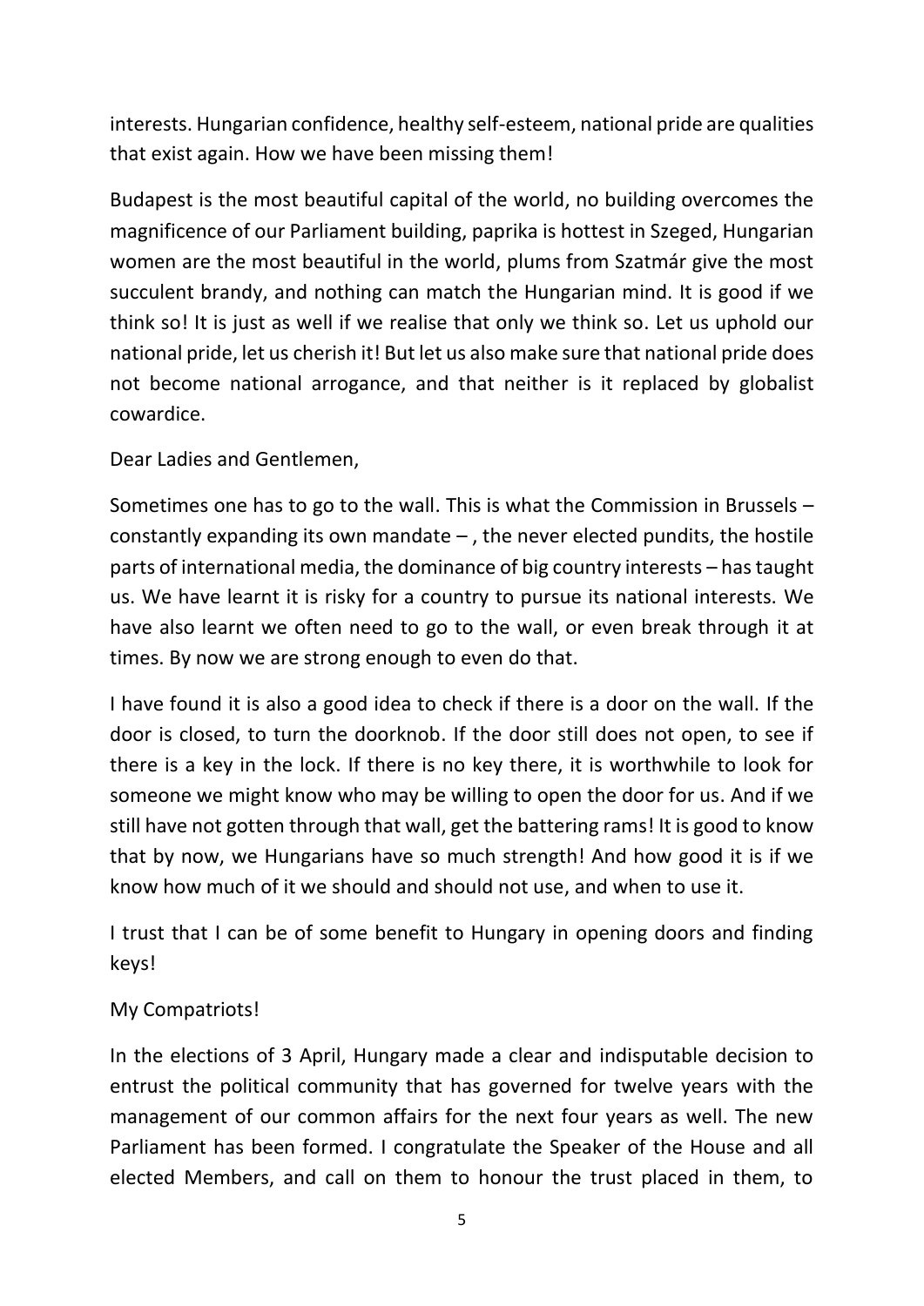interests. Hungarian confidence, healthy self-esteem, national pride are qualities that exist again. How we have been missing them!

Budapest is the most beautiful capital of the world, no building overcomes the magnificence of our Parliament building, paprika is hottest in Szeged, Hungarian women are the most beautiful in the world, plums from Szatmár give the most succulent brandy, and nothing can match the Hungarian mind. It is good if we think so! It is just as well if we realise that only we think so. Let us uphold our national pride, let us cherish it! But let us also make sure that national pride does not become national arrogance, and that neither is it replaced by globalist cowardice.

Dear Ladies and Gentlemen,

Sometimes one has to go to the wall. This is what the Commission in Brussels – constantly expanding its own mandate – , the never elected pundits, the hostile parts of international media, the dominance of big country interests – has taught us. We have learnt it is risky for a country to pursue its national interests. We have also learnt we often need to go to the wall, or even break through it at times. By now we are strong enough to even do that.

I have found it is also a good idea to check if there is a door on the wall. If the door is closed, to turn the doorknob. If the door still does not open, to see if there is a key in the lock. If there is no key there, it is worthwhile to look for someone we might know who may be willing to open the door for us. And if we still have not gotten through that wall, get the battering rams! It is good to know that by now, we Hungarians have so much strength! And how good it is if we know how much of it we should and should not use, and when to use it.

I trust that I can be of some benefit to Hungary in opening doors and finding keys!

My Compatriots!

In the elections of 3 April, Hungary made a clear and indisputable decision to entrust the political community that has governed for twelve years with the management of our common affairs for the next four years as well. The new Parliament has been formed. I congratulate the Speaker of the House and all elected Members, and call on them to honour the trust placed in them, to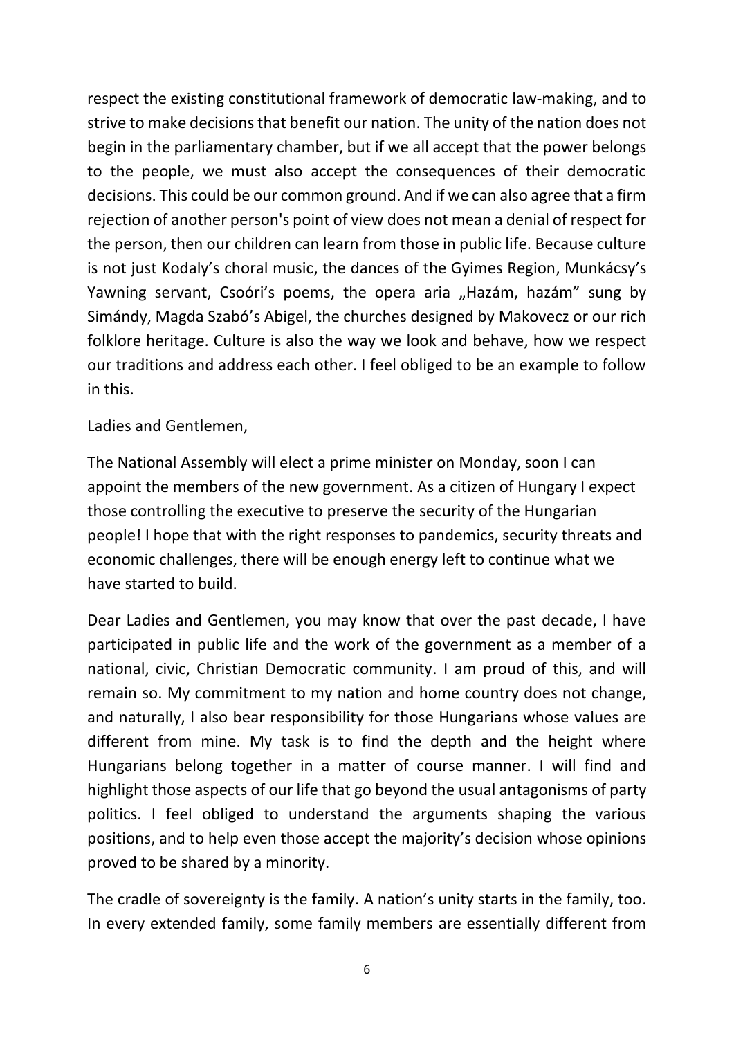respect the existing constitutional framework of democratic law-making, and to strive to make decisions that benefit our nation. The unity of the nation does not begin in the parliamentary chamber, but if we all accept that the power belongs to the people, we must also accept the consequences of their democratic decisions. This could be our common ground. And if we can also agree that a firm rejection of another person's point of view does not mean a denial of respect for the person, then our children can learn from those in public life. Because culture is not just Kodaly's choral music, the dances of the Gyimes Region, Munkácsy's Yawning servant, Csoóri's poems, the opera aria „Hazám, hazám" sung by Simándy, Magda Szabó's Abigel, the churches designed by Makovecz or our rich folklore heritage. Culture is also the way we look and behave, how we respect our traditions and address each other. I feel obliged to be an example to follow in this.

Ladies and Gentlemen,

The National Assembly will elect a prime minister on Monday, soon I can appoint the members of the new government. As a citizen of Hungary I expect those controlling the executive to preserve the security of the Hungarian people! I hope that with the right responses to pandemics, security threats and economic challenges, there will be enough energy left to continue what we have started to build.

Dear Ladies and Gentlemen, you may know that over the past decade, I have participated in public life and the work of the government as a member of a national, civic, Christian Democratic community. I am proud of this, and will remain so. My commitment to my nation and home country does not change, and naturally, I also bear responsibility for those Hungarians whose values are different from mine. My task is to find the depth and the height where Hungarians belong together in a matter of course manner. I will find and highlight those aspects of our life that go beyond the usual antagonisms of party politics. I feel obliged to understand the arguments shaping the various positions, and to help even those accept the majority's decision whose opinions proved to be shared by a minority.

The cradle of sovereignty is the family. A nation's unity starts in the family, too. In every extended family, some family members are essentially different from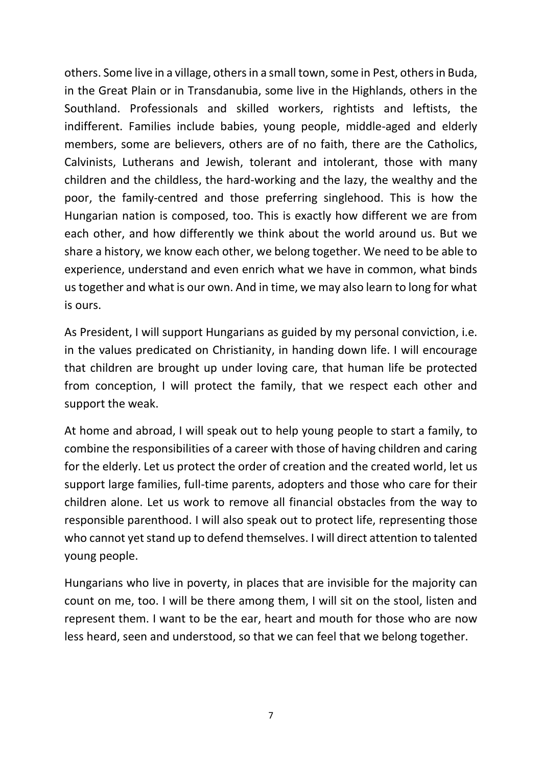others. Some live in a village, others in a small town, some in Pest, others in Buda, in the Great Plain or in Transdanubia, some live in the Highlands, others in the Southland. Professionals and skilled workers, rightists and leftists, the indifferent. Families include babies, young people, middle-aged and elderly members, some are believers, others are of no faith, there are the Catholics, Calvinists, Lutherans and Jewish, tolerant and intolerant, those with many children and the childless, the hard-working and the lazy, the wealthy and the poor, the family-centred and those preferring singlehood. This is how the Hungarian nation is composed, too. This is exactly how different we are from each other, and how differently we think about the world around us. But we share a history, we know each other, we belong together. We need to be able to experience, understand and even enrich what we have in common, what binds us together and what is our own. And in time, we may also learn to long for what is ours.

As President, I will support Hungarians as guided by my personal conviction, i.e. in the values predicated on Christianity, in handing down life. I will encourage that children are brought up under loving care, that human life be protected from conception, I will protect the family, that we respect each other and support the weak.

At home and abroad, I will speak out to help young people to start a family, to combine the responsibilities of a career with those of having children and caring for the elderly. Let us protect the order of creation and the created world, let us support large families, full-time parents, adopters and those who care for their children alone. Let us work to remove all financial obstacles from the way to responsible parenthood. I will also speak out to protect life, representing those who cannot yet stand up to defend themselves. I will direct attention to talented young people.

Hungarians who live in poverty, in places that are invisible for the majority can count on me, too. I will be there among them, I will sit on the stool, listen and represent them. I want to be the ear, heart and mouth for those who are now less heard, seen and understood, so that we can feel that we belong together.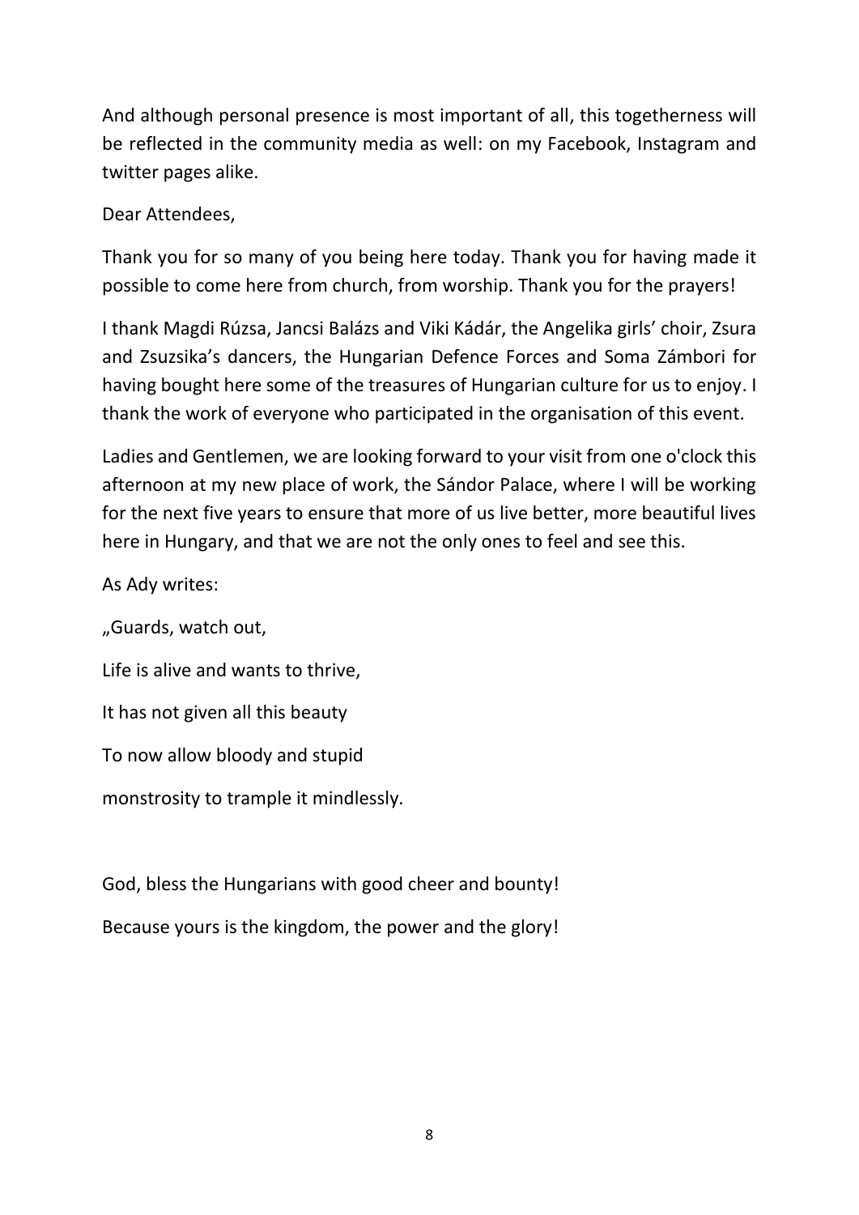And although personal presence is most important of all, this togetherness will be reflected in the community media as well: on my Facebook, Instagram and twitter pages alike.

Dear Attendees,

Thank you for so many of you being here today. Thank you for having made it possible to come here from church, from worship. Thank you for the prayers!

I thank Magdi Rúzsa, Jancsi Balázs and Viki Kádár, the Angelika girls' choir, Zsura and Zsuzsika's dancers, the Hungarian Defence Forces and Soma Zámbori for having bought here some of the treasures of Hungarian culture for us to enjoy. I thank the work of everyone who participated in the organisation of this event.

Ladies and Gentlemen, we are looking forward to your visit from one o'clock this afternoon at my new place of work, the Sándor Palace, where I will be working for the next five years to ensure that more of us live better, more beautiful lives here in Hungary, and that we are not the only ones to feel and see this.

As Ady writes:

„Guards, watch out,

Life is alive and wants to thrive,

It has not given all this beauty

To now allow bloody and stupid

monstrosity to trample it mindlessly.

God, bless the Hungarians with good cheer and bounty!

Because yours is the kingdom, the power and the glory!